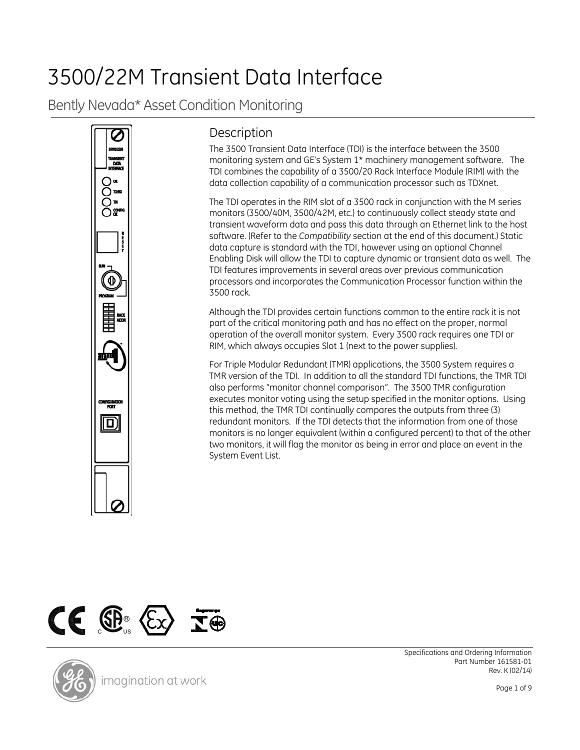# 3500/22M Transient Data Interface

## Bently Nevada* Asset Condition Monitoring

### Description

The 3500 Transient Data Interface (TDI) is the interface between the 3500 monitoring system and GE's System 1* machinery management software. The TDI combines the capability of a 3500/20 Rack Interface Module (RIM) with the data collection capability of a communication processor such as TDXnet.

The TDI operates in the RIM slot of a 3500 rack in conjunction with the M series monitors (3500/40M, 3500/42M, etc.) to continuously collect steady state and transient waveform data and pass this data through an Ethernet link to the host software. (Refer to the *Compatibility* section at the end of this document.) Static data capture is standard with the TDI, however using an optional Channel Enabling Disk will allow the TDI to capture dynamic or transient data as well. The TDI features improvements in several areas over previous communication processors and incorporates the Communication Processor function within the 3500 rack.

Although the TDI provides certain functions common to the entire rack it is not part of the critical monitoring path and has no effect on the proper, normal operation of the overall monitor system. Every 3500 rack requires one TDI or RIM, which always occupies Slot 1 (next to the power supplies).

For Triple Modular Redundant (TMR) applications, the 3500 System requires a TMR version of the TDI. In addition to all the standard TDI functions, the TMR TDI also performs "monitor channel comparison". The 3500 TMR configuration executes monitor voting using the setup specified in the monitor options. Using this method, the TMR TDI continually compares the outputs from three (3) redundant monitors. If the TDI detects that the information from one of those monitors is no longer equivalent (within a configured percent) to that of the other two monitors, it will flag the monitor as being in error and place an event in the System Event List.

Specifications and Ordering Information
Part Number 161581-01
Rev. K (02/14)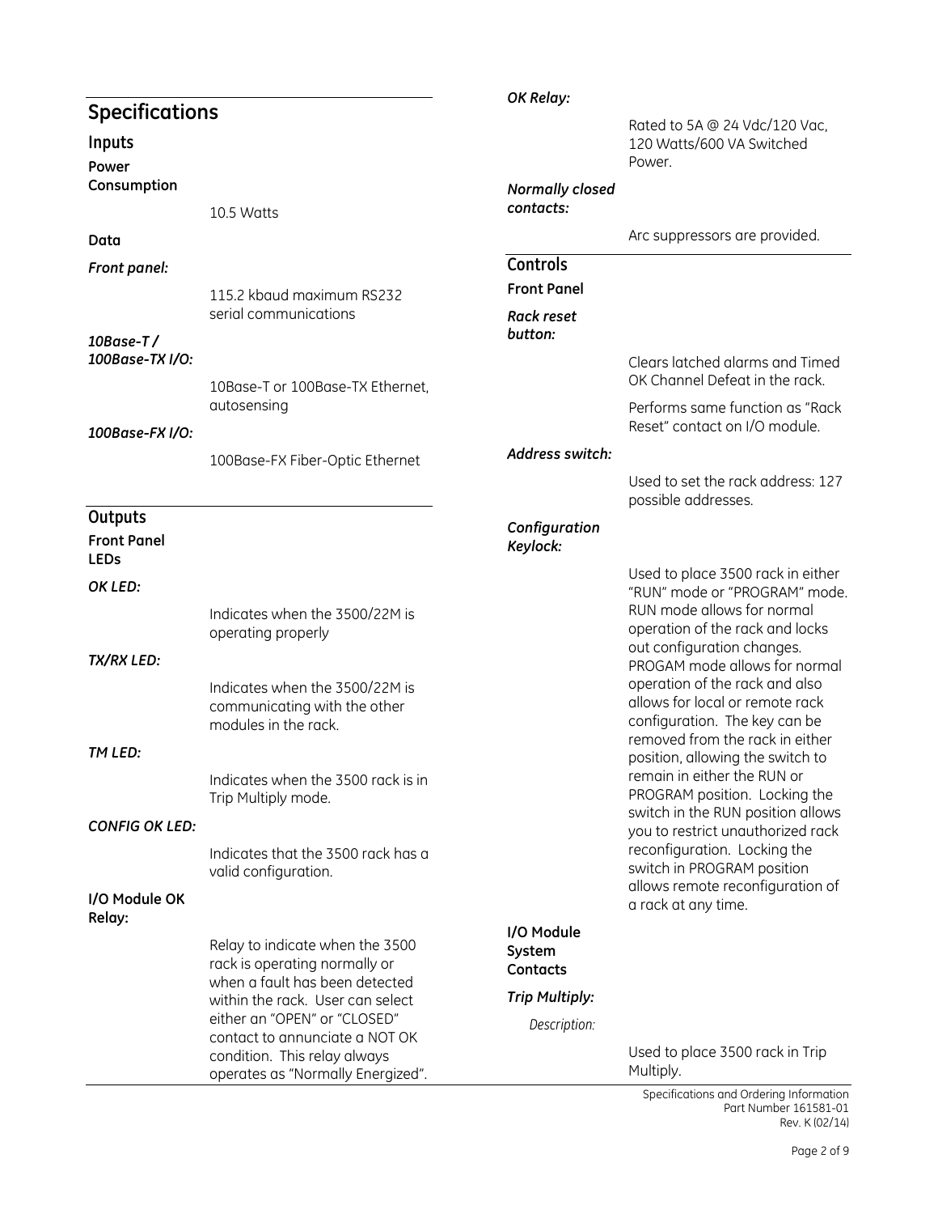## Specifications

### Inputs

**Power Consumption**

10.5 Watts

**Data**

***Front panel:***

115.2 kbaud maximum RS232 serial communications

***10Base-T / 100Base-TX I/O:***

10Base-T or 100Base-TX Ethernet, autosensing

***100Base-FX I/O:***

100Base-FX Fiber-Optic Ethernet

### Outputs

**Front Panel LEDs**

***OK LED:***

Indicates when the 3500/22M is operating properly

***TX/RX LED:***

Indicates when the 3500/22M is communicating with the other modules in the rack.

***TM LED:***

Indicates when the 3500 rack is in Trip Multiply mode.

***CONFIG OK LED:***

Indicates that the 3500 rack has a valid configuration.

**I/O Module OK Relay:**

Relay to indicate when the 3500 rack is operating normally or when a fault has been detected within the rack. User can select either an "OPEN" or "CLOSED" contact to annunciate a NOT OK condition. This relay always operates as "Normally Energized".

***OK Relay:***

Rated to 5A @ 24 Vdc/120 Vac, 120 Watts/600 VA Switched Power.

***Normally closed contacts:***

Arc suppressors are provided.

### Controls

**Front Panel**

***Rack reset button:***

Clears latched alarms and Timed OK Channel Defeat in the rack.

Performs same function as "Rack Reset" contact on I/O module.

***Address switch:***

Used to set the rack address: 127 possible addresses.

***Configuration Keylock:***

Used to place 3500 rack in either "RUN" or "PROGRAM" mode. RUN mode allows for normal operation of the rack and locks out configuration changes. PROGAM mode allows for normal operation of the rack and also allows for local or remote rack configuration. The key can be removed from the rack in either position, allowing the switch to remain in either the RUN or PROGRAM position. Locking the switch in the RUN position allows you to restrict unauthorized rack reconfiguration. Locking the switch in PROGRAM position allows remote reconfiguration of a rack at any time.

**I/O Module System Contacts**

***Trip Multiply:***

*Description:*

Used to place 3500 rack in Trip Multiply.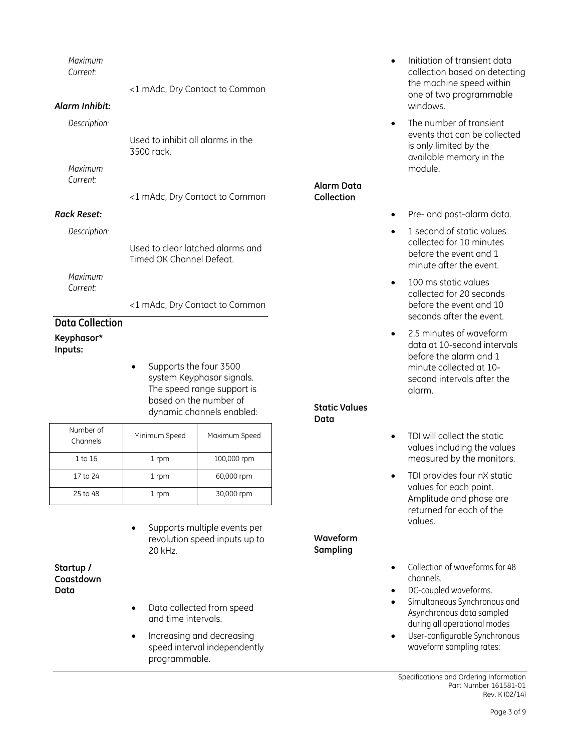*Maximum Current:*

<1 mAdc, Dry Contact to Common

***Alarm Inhibit:***

*Description:*

Used to inhibit all alarms in the 3500 rack.

*Maximum Current:*

<1 mAdc, Dry Contact to Common

***Rack Reset:***

*Description:*

Used to clear latched alarms and Timed OK Channel Defeat.

*Maximum Current:*

<1 mAdc, Dry Contact to Common

## Data Collection

**Keyphasor* Inputs:**

- Supports the four 3500 system Keyphasor signals. The speed range support is based on the number of dynamic channels enabled:

| Number of Channels | Minimum Speed | Maximum Speed |
|---|---|---|
| 1 to 16 | 1 rpm | 100,000 rpm |
| 17 to 24 | 1 rpm | 60,000 rpm |
| 25 to 48 | 1 rpm | 30,000 rpm |

- Supports multiple events per revolution speed inputs up to 20 kHz.

**Startup / Coastdown Data**

- Data collected from speed and time intervals.
- Increasing and decreasing speed interval independently programmable.
- Initiation of transient data collection based on detecting the machine speed within one of two programmable windows.
- The number of transient events that can be collected is only limited by the available memory in the module.

**Alarm Data Collection**

- Pre- and post-alarm data.
- 1 second of static values collected for 10 minutes before the event and 1 minute after the event.
- 100 ms static values collected for 20 seconds before the event and 10 seconds after the event.
- 2.5 minutes of waveform data at 10-second intervals before the alarm and 1 minute collected at 10-second intervals after the alarm.

**Static Values Data**

- TDI will collect the static values including the values measured by the monitors.
- TDI provides four nX static values for each point. Amplitude and phase are returned for each of the values.

**Waveform Sampling**

- Collection of waveforms for 48 channels.
- DC-coupled waveforms.
- Simultaneous Synchronous and Asynchronous data sampled during all operational modes
- User-configurable Synchronous waveform sampling rates: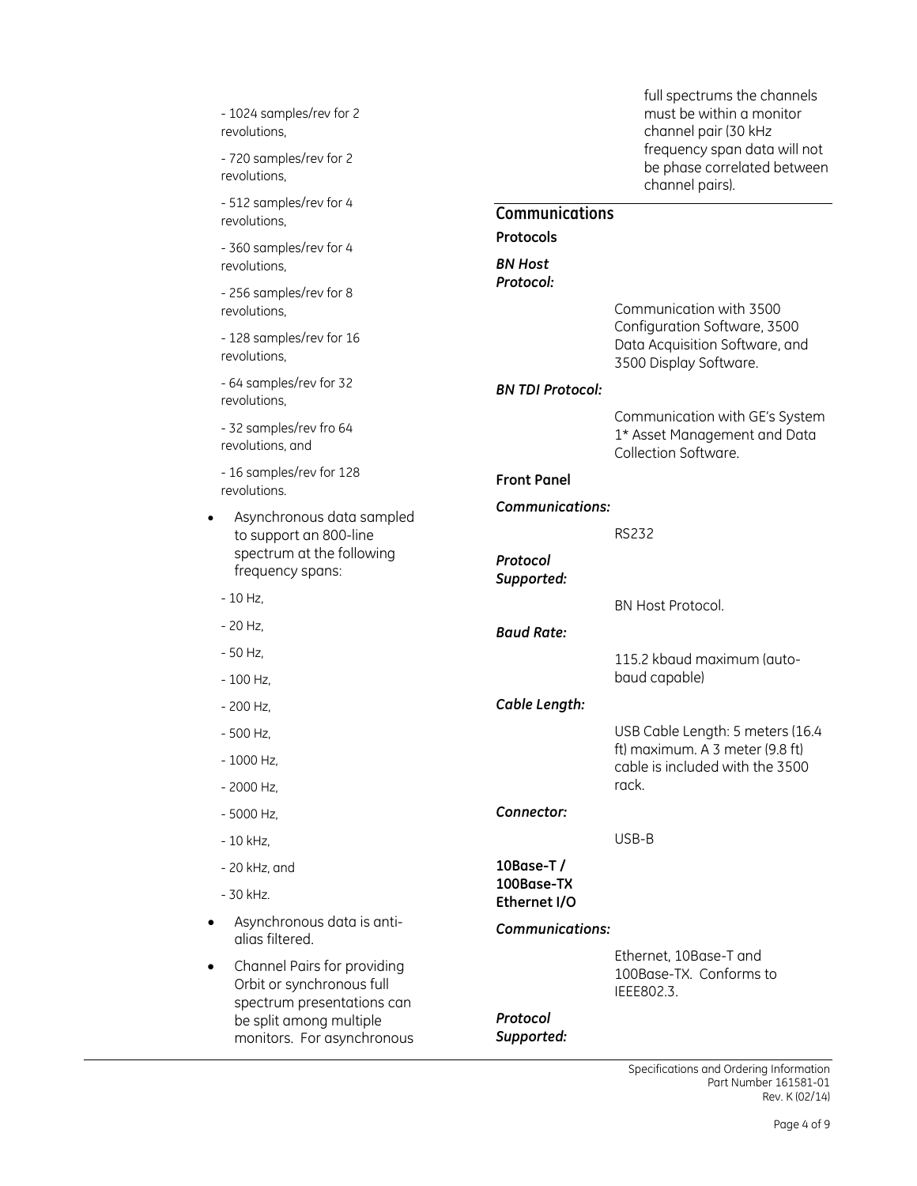- 1024 samples/rev for 2 revolutions,

- 720 samples/rev for 2 revolutions,

- 512 samples/rev for 4 revolutions,

- 360 samples/rev for 4 revolutions,

- 256 samples/rev for 8 revolutions,

- 128 samples/rev for 16 revolutions,

- 64 samples/rev for 32 revolutions,

- 32 samples/rev fro 64 revolutions, and

- 16 samples/rev for 128 revolutions.

- Asynchronous data sampled to support an 800-line spectrum at the following frequency spans:

- 10 Hz,

- 20 Hz,

- 50 Hz,

- 100 Hz,

- 200 Hz,

- 500 Hz,

- 1000 Hz,

- 2000 Hz,

- 5000 Hz,

- 10 kHz,

- 20 kHz, and

- 30 kHz.

- Asynchronous data is anti-alias filtered.
- Channel Pairs for providing Orbit or synchronous full spectrum presentations can be split among multiple monitors. For asynchronous full spectrums the channels must be within a monitor channel pair (30 kHz frequency span data will not be phase correlated between channel pairs).

## Communications

**Protocols**

***BN Host Protocol:***

Communication with 3500 Configuration Software, 3500 Data Acquisition Software, and 3500 Display Software.

***BN TDI Protocol:***

Communication with GE's System 1* Asset Management and Data Collection Software.

**Front Panel**

***Communications:***

RS232

***Protocol Supported:***

BN Host Protocol.

***Baud Rate:***

115.2 kbaud maximum (auto-baud capable)

***Cable Length:***

USB Cable Length: 5 meters (16.4 ft) maximum. A 3 meter (9.8 ft) cable is included with the 3500 rack.

***Connector:***

USB-B

**10Base-T / 100Base-TX Ethernet I/O**

***Communications:***

Ethernet, 10Base-T and 100Base-TX. Conforms to IEEE802.3.

***Protocol Supported:***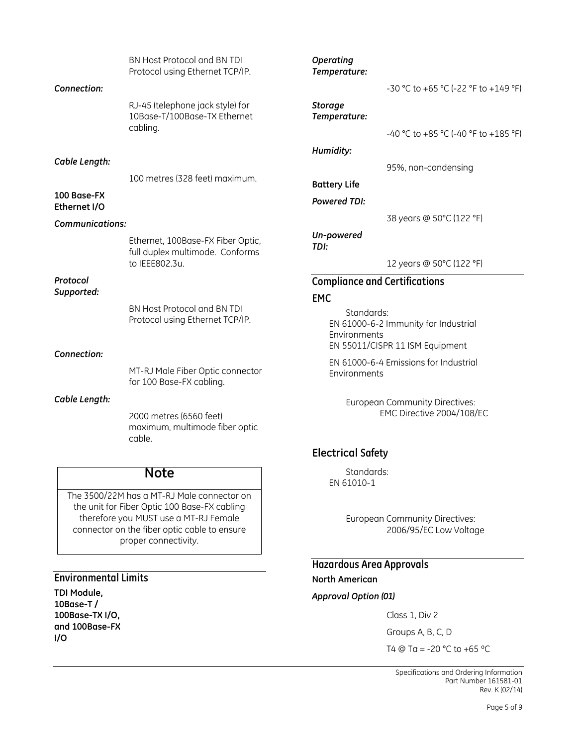BN Host Protocol and BN TDI Protocol using Ethernet TCP/IP.

***Connection:***

RJ-45 (telephone jack style) for 10Base-T/100Base-TX Ethernet cabling.

***Cable Length:***

100 metres (328 feet) maximum.

**100 Base-FX Ethernet I/O**

***Communications:***

Ethernet, 100Base-FX Fiber Optic, full duplex multimode. Conforms to IEEE802.3u.

***Protocol Supported:***

BN Host Protocol and BN TDI Protocol using Ethernet TCP/IP.

***Connection:***

MT-RJ Male Fiber Optic connector for 100 Base-FX cabling.

***Cable Length:***

2000 metres (6560 feet) maximum, multimode fiber optic cable.

> **Note**
>
> The 3500/22M has a MT-RJ Male connector on the unit for Fiber Optic 100 Base-FX cabling therefore you MUST use a MT-RJ Female connector on the fiber optic cable to ensure proper connectivity.

## Environmental Limits

**TDI Module, 10Base-T / 100Base-TX I/O, and 100Base-FX I/O**

***Operating Temperature:***

-30 °C to +65 °C (-22 °F to +149 °F)

***Storage Temperature:***

-40 °C to +85 °C (-40 °F to +185 °F)

***Humidity:***

95%, non-condensing

**Battery Life**

***Powered TDI:***

38 years @ 50°C (122 °F)

***Un-powered TDI:***

12 years @ 50°C (122 °F)

## Compliance and Certifications

### EMC

Standards:
EN 61000-6-2 Immunity for Industrial Environments
EN 55011/CISPR 11 ISM Equipment

EN 61000-6-4 Emissions for Industrial Environments

European Community Directives:
EMC Directive 2004/108/EC

### Electrical Safety

Standards:
EN 61010-1

European Community Directives:
2006/95/EC Low Voltage

## Hazardous Area Approvals

**North American**

***Approval Option (01)***

Class 1, Div 2

Groups A, B, C, D

T4 @ Ta = -20 °C to +65 °C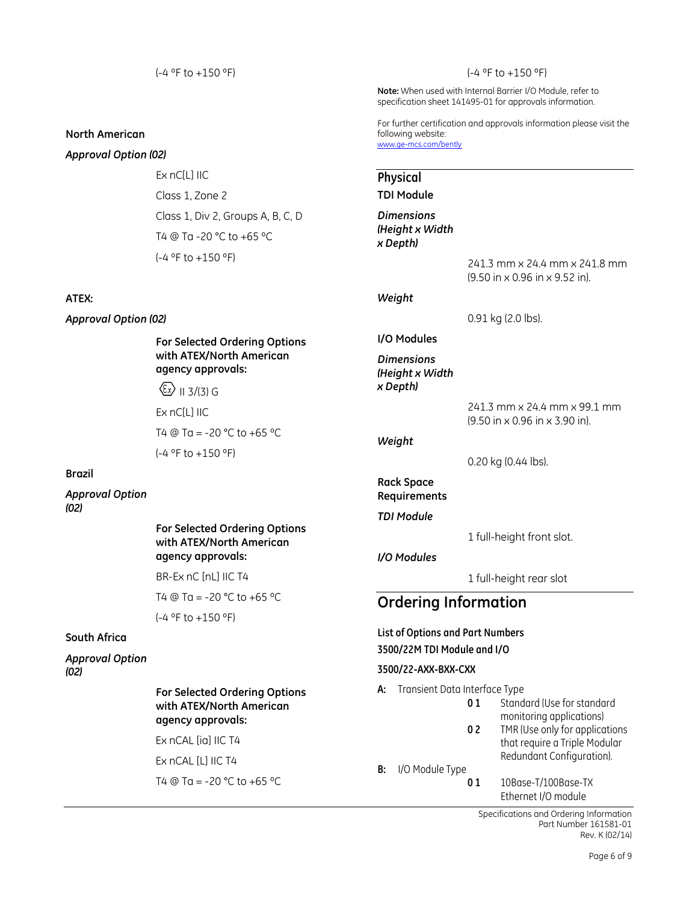(-4 °F to +150 °F)

**North American**

***Approval Option (02)***

Ex nC[L] IIC

Class 1, Zone 2

Class 1, Div 2, Groups A, B, C, D

T4 @ Ta -20 °C to +65 °C

(-4 °F to +150 °F)

**ATEX:**

***Approval Option (02)***

**For Selected Ordering Options with ATEX/North American agency approvals:**

Ex II 3/(3) G

Ex nC[L] IIC

T4 @ Ta = -20 °C to +65 °C

(-4 °F to +150 °F)

**Brazil**

***Approval Option (02)***

**For Selected Ordering Options with ATEX/North American agency approvals:**

BR-Ex nC [nL] IIC T4

T4 @ Ta = -20 °C to +65 °C

(-4 °F to +150 °F)

**South Africa**

***Approval Option (02)***

**For Selected Ordering Options with ATEX/North American agency approvals:**

Ex nCAL [ia] IIC T4

Ex nCAL [L] IIC T4

T4 @ Ta = -20 °C to +65 °C

(-4 °F to +150 °F)

**Note:** When used with Internal Barrier I/O Module, refer to specification sheet 141495-01 for approvals information.

For further certification and approvals information please visit the following website:
www.ge-mcs.com/bently

## Physical

**TDI Module**

***Dimensions (Height x Width x Depth)***

241.3 mm x 24.4 mm x 241.8 mm (9.50 in x 0.96 in x 9.52 in).

***Weight***

0.91 kg (2.0 lbs).

**I/O Modules**

***Dimensions (Height x Width x Depth)***

241.3 mm x 24.4 mm x 99.1 mm (9.50 in x 0.96 in x 3.90 in).

***Weight***

0.20 kg (0.44 lbs).

**Rack Space Requirements**

***TDI Module***

1 full-height front slot.

***I/O Modules***

1 full-height rear slot

## Ordering Information

**List of Options and Part Numbers**

**3500/22M TDI Module and I/O**

**3500/22-AXX-BXX-CXX**

**A:** Transient Data Interface Type

- **01** Standard (Use for standard monitoring applications)
- **02** TMR (Use only for applications that require a Triple Modular Redundant Configuration).

**B:** I/O Module Type

- **01** 10Base-T/100Base-TX Ethernet I/O module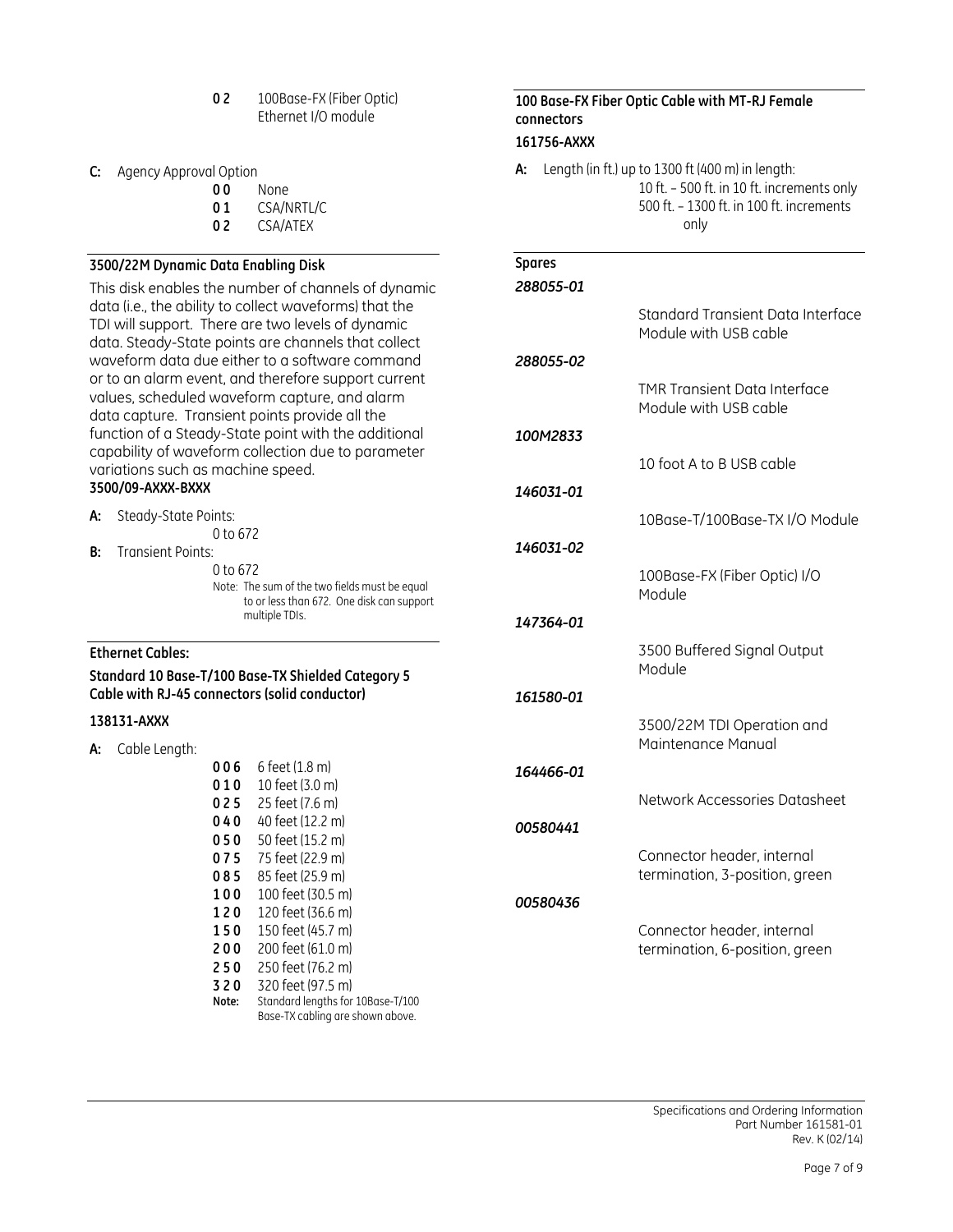**0 2** 100Base-FX (Fiber Optic) Ethernet I/O module

**C:** Agency Approval Option

**0 0** None
**0 1** CSA/NRTL/C
**0 2** CSA/ATEX

### 3500/22M Dynamic Data Enabling Disk

This disk enables the number of channels of dynamic data (i.e., the ability to collect waveforms) that the TDI will support. There are two levels of dynamic data. Steady-State points are channels that collect waveform data due either to a software command or to an alarm event, and therefore support current values, scheduled waveform capture, and alarm data capture. Transient points provide all the function of a Steady-State point with the additional capability of waveform collection due to parameter variations such as machine speed.

**3500/09-AXXX-BXXX**

**A:** Steady-State Points:
0 to 672

**B:** Transient Points:
0 to 672

Note: The sum of the two fields must be equal to or less than 672. One disk can support multiple TDIs.

### Ethernet Cables:

**Standard 10 Base-T/100 Base-TX Shielded Category 5 Cable with RJ-45 connectors (solid conductor)**

**138131-AXXX**

**A:** Cable Length:

**0 0 6** 6 feet (1.8 m)
**0 1 0** 10 feet (3.0 m)
**0 2 5** 25 feet (7.6 m)
**0 4 0** 40 feet (12.2 m)
**0 5 0** 50 feet (15.2 m)
**0 7 5** 75 feet (22.9 m)
**0 8 5** 85 feet (25.9 m)
**1 0 0** 100 feet (30.5 m)
**1 2 0** 120 feet (36.6 m)
**1 5 0** 150 feet (45.7 m)
**2 0 0** 200 feet (61.0 m)
**2 5 0** 250 feet (76.2 m)
**3 2 0** 320 feet (97.5 m)

**Note:** Standard lengths for 10Base-T/100 Base-TX cabling are shown above.

### 100 Base-FX Fiber Optic Cable with MT-RJ Female connectors

**161756-AXXX**

**A:** Length (in ft.) up to 1300 ft (400 m) in length:
10 ft. – 500 ft. in 10 ft. increments only
500 ft. – 1300 ft. in 100 ft. increments only

### Spares

***288055-01***
Standard Transient Data Interface Module with USB cable

***288055-02***
TMR Transient Data Interface Module with USB cable

***100M2833***
10 foot A to B USB cable

***146031-01***
10Base-T/100Base-TX I/O Module

***146031-02***
100Base-FX (Fiber Optic) I/O Module

***147364-01***
3500 Buffered Signal Output Module

***161580-01***
3500/22M TDI Operation and Maintenance Manual

***164466-01***
Network Accessories Datasheet

***00580441***
Connector header, internal termination, 3-position, green

***00580436***
Connector header, internal termination, 6-position, green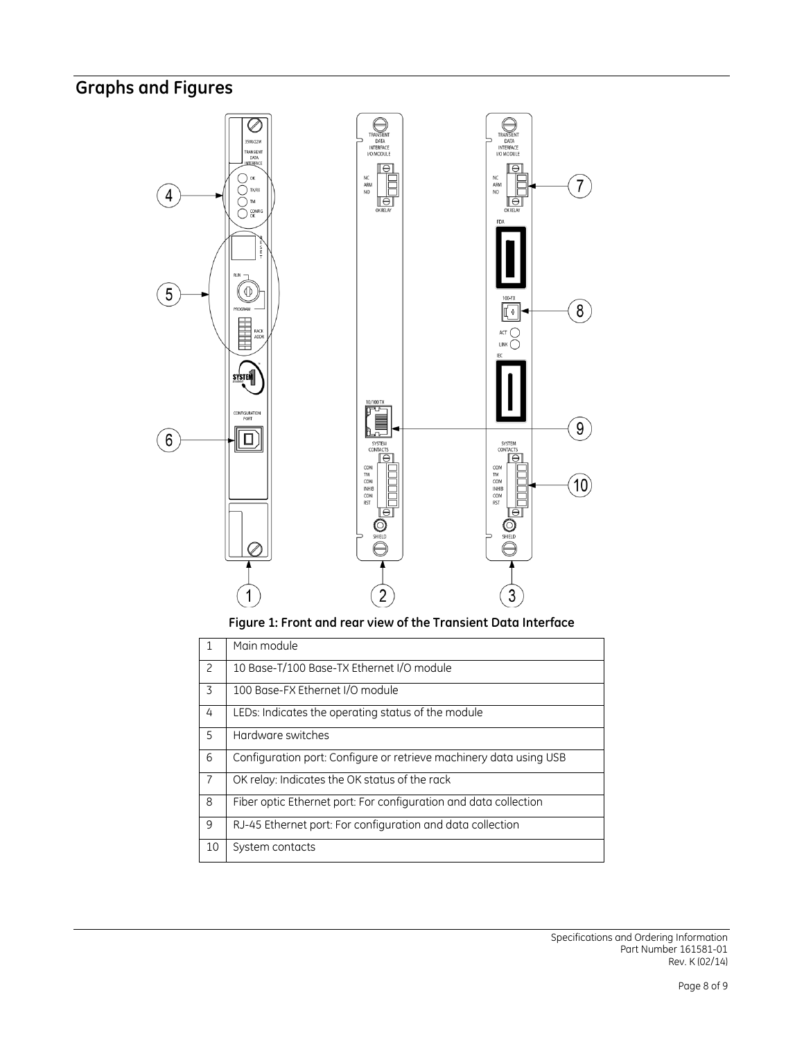## Graphs and Figures

**Figure 1: Front and rear view of the Transient Data Interface**

| | |
|---|---|
| 1 | Main module |
| 2 | 10 Base-T/100 Base-TX Ethernet I/O module |
| 3 | 100 Base-FX Ethernet I/O module |
| 4 | LEDs: Indicates the operating status of the module |
| 5 | Hardware switches |
| 6 | Configuration port: Configure or retrieve machinery data using USB |
| 7 | OK relay: Indicates the OK status of the rack |
| 8 | Fiber optic Ethernet port: For configuration and data collection |
| 9 | RJ-45 Ethernet port: For configuration and data collection |
| 10 | System contacts |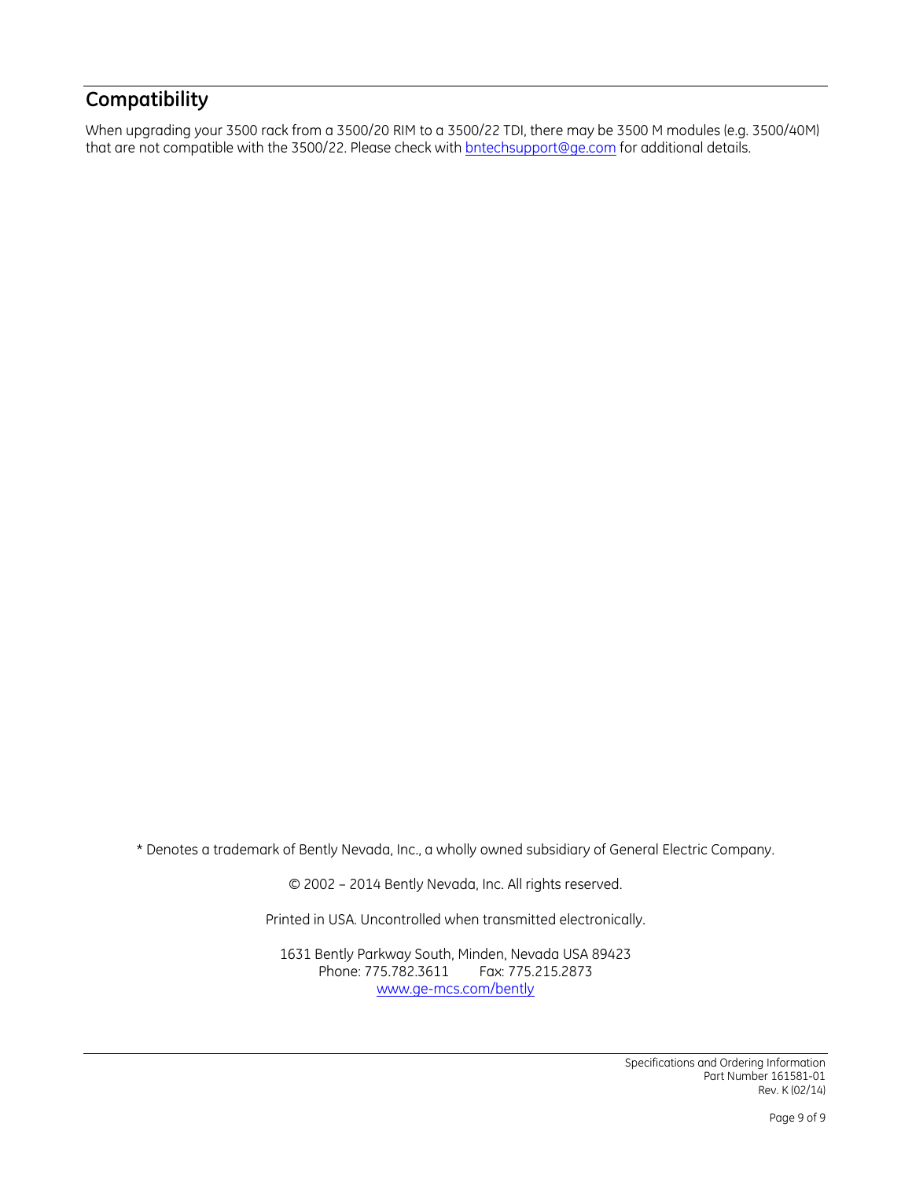## Compatibility

When upgrading your 3500 rack from a 3500/20 RIM to a 3500/22 TDI, there may be 3500 M modules (e.g. 3500/40M) that are not compatible with the 3500/22. Please check with bntechsupport@ge.com for additional details.

* Denotes a trademark of Bently Nevada, Inc., a wholly owned subsidiary of General Electric Company.

© 2002 – 2014 Bently Nevada, Inc. All rights reserved.

Printed in USA. Uncontrolled when transmitted electronically.

1631 Bently Parkway South, Minden, Nevada USA 89423
Phone: 775.782.3611 Fax: 775.215.2873
www.ge-mcs.com/bently

Specifications and Ordering Information
Part Number 161581-01
Rev. K (02/14)